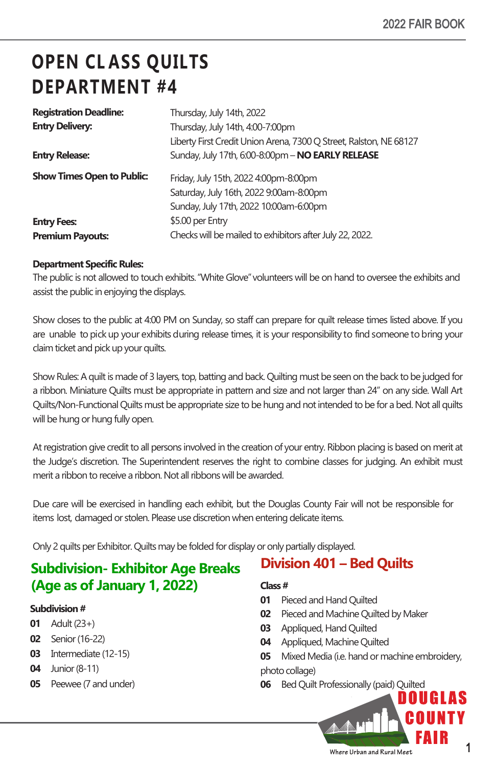# OPEN CLASS QUILTS DEPARTMENT #4

| | |
|---|---|
| **Registration Deadline:** | Thursday, July 14th, 2022 |
| **Entry Delivery:** | Thursday, July 14th, 4:00-7:00pm<br>Liberty First Credit Union Arena, 7300 Q Street, Ralston, NE 68127 |
| **Entry Release:** | Sunday, July 17th, 6:00-8:00pm – **NO EARLY RELEASE** |
| **Show Times Open to Public:** | Friday, July 15th, 2022 4:00pm-8:00pm<br>Saturday, July 16th, 2022 9:00am-8:00pm<br>Sunday, July 17th, 2022 10:00am-6:00pm |
| **Entry Fees:** | $5.00 per Entry |
| **Premium Payouts:** | Checks will be mailed to exhibitors after July 22, 2022. |

**Department Specific Rules:**

The public is not allowed to touch exhibits. "White Glove" volunteers will be on hand to oversee the exhibits and assist the public in enjoying the displays.

Show closes to the public at 4:00 PM on Sunday, so staff can prepare for quilt release times listed above. If you are unable to pick up your exhibits during release times, it is your responsibility to find someone to bring your claim ticket and pick up your quilts.

Show Rules: A quilt is made of 3 layers, top, batting and back. Quilting must be seen on the back to be judged for a ribbon. Miniature Quilts must be appropriate in pattern and size and not larger than 24" on any side. Wall Art Quilts/Non-Functional Quilts must be appropriate size to be hung and not intended to be for a bed. Not all quilts will be hung or hung fully open.

At registration give credit to all persons involved in the creation of your entry. Ribbon placing is based on merit at the Judge's discretion. The Superintendent reserves the right to combine classes for judging. An exhibit must merit a ribbon to receive a ribbon. Not all ribbons will be awarded.

Due care will be exercised in handling each exhibit, but the Douglas County Fair will not be responsible for items lost, damaged or stolen. Please use discretion when entering delicate items.

Only 2 quilts per Exhibitor. Quilts may be folded for display or only partially displayed.

## Subdivision- Exhibitor Age Breaks (Age as of January 1, 2022)

**Subdivision #**

**01** Adult (23+)
**02** Senior (16-22)
**03** Intermediate (12-15)
**04** Junior (8-11)
**05** Peewee (7 and under)

## Division 401 – Bed Quilts

**Class #**

**01** Pieced and Hand Quilted
**02** Pieced and Machine Quilted by Maker
**03** Appliqued, Hand Quilted
**04** Appliqued, Machine Quilted
**05** Mixed Media (i.e. hand or machine embroidery, photo collage)
**06** Bed Quilt Professionally (paid) Quilted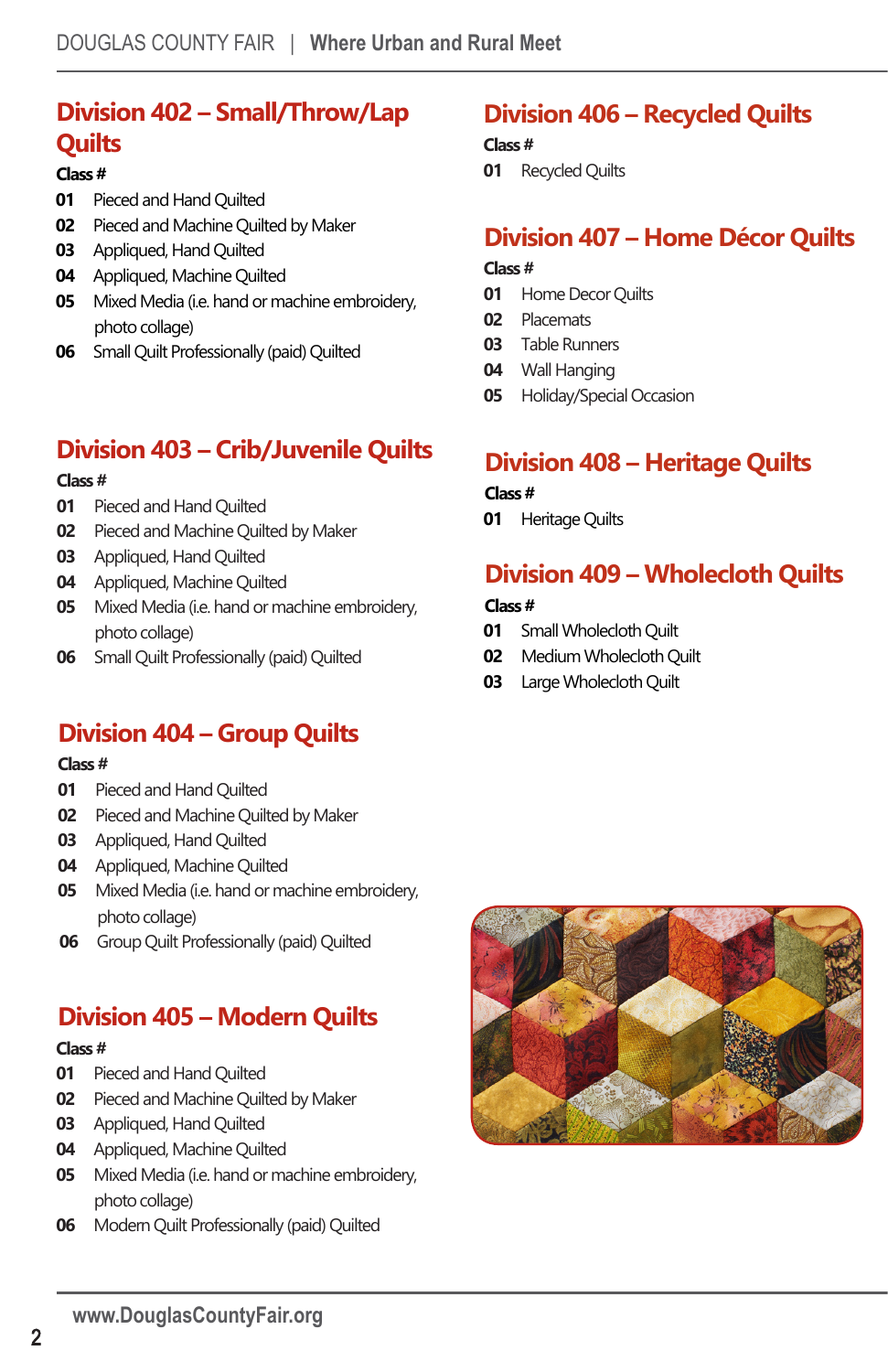## Division 402 – Small/Throw/Lap Quilts

**Class #**

**01** Pieced and Hand Quilted
**02** Pieced and Machine Quilted by Maker
**03** Appliqued, Hand Quilted
**04** Appliqued, Machine Quilted
**05** Mixed Media (i.e. hand or machine embroidery, photo collage)
**06** Small Quilt Professionally (paid) Quilted

## Division 403 – Crib/Juvenile Quilts

**Class #**

**01** Pieced and Hand Quilted
**02** Pieced and Machine Quilted by Maker
**03** Appliqued, Hand Quilted
**04** Appliqued, Machine Quilted
**05** Mixed Media (i.e. hand or machine embroidery, photo collage)
**06** Small Quilt Professionally (paid) Quilted

## Division 404 – Group Quilts

**Class #**

**01** Pieced and Hand Quilted
**02** Pieced and Machine Quilted by Maker
**03** Appliqued, Hand Quilted
**04** Appliqued, Machine Quilted
**05** Mixed Media (i.e. hand or machine embroidery, photo collage)
**06** Group Quilt Professionally (paid) Quilted

## Division 405 – Modern Quilts

**Class #**

**01** Pieced and Hand Quilted
**02** Pieced and Machine Quilted by Maker
**03** Appliqued, Hand Quilted
**04** Appliqued, Machine Quilted
**05** Mixed Media (i.e. hand or machine embroidery, photo collage)
**06** Modern Quilt Professionally (paid) Quilted

## Division 406 – Recycled Quilts

**Class #**

**01** Recycled Quilts

## Division 407 – Home Décor Quilts

**Class #**

**01** Home Decor Quilts
**02** Placemats
**03** Table Runners
**04** Wall Hanging
**05** Holiday/Special Occasion

## Division 408 – Heritage Quilts

**Class #**

**01** Heritage Quilts

## Division 409 – Wholecloth Quilts

**Class #**

**01** Small Wholecloth Quilt
**02** Medium Wholecloth Quilt
**03** Large Wholecloth Quilt